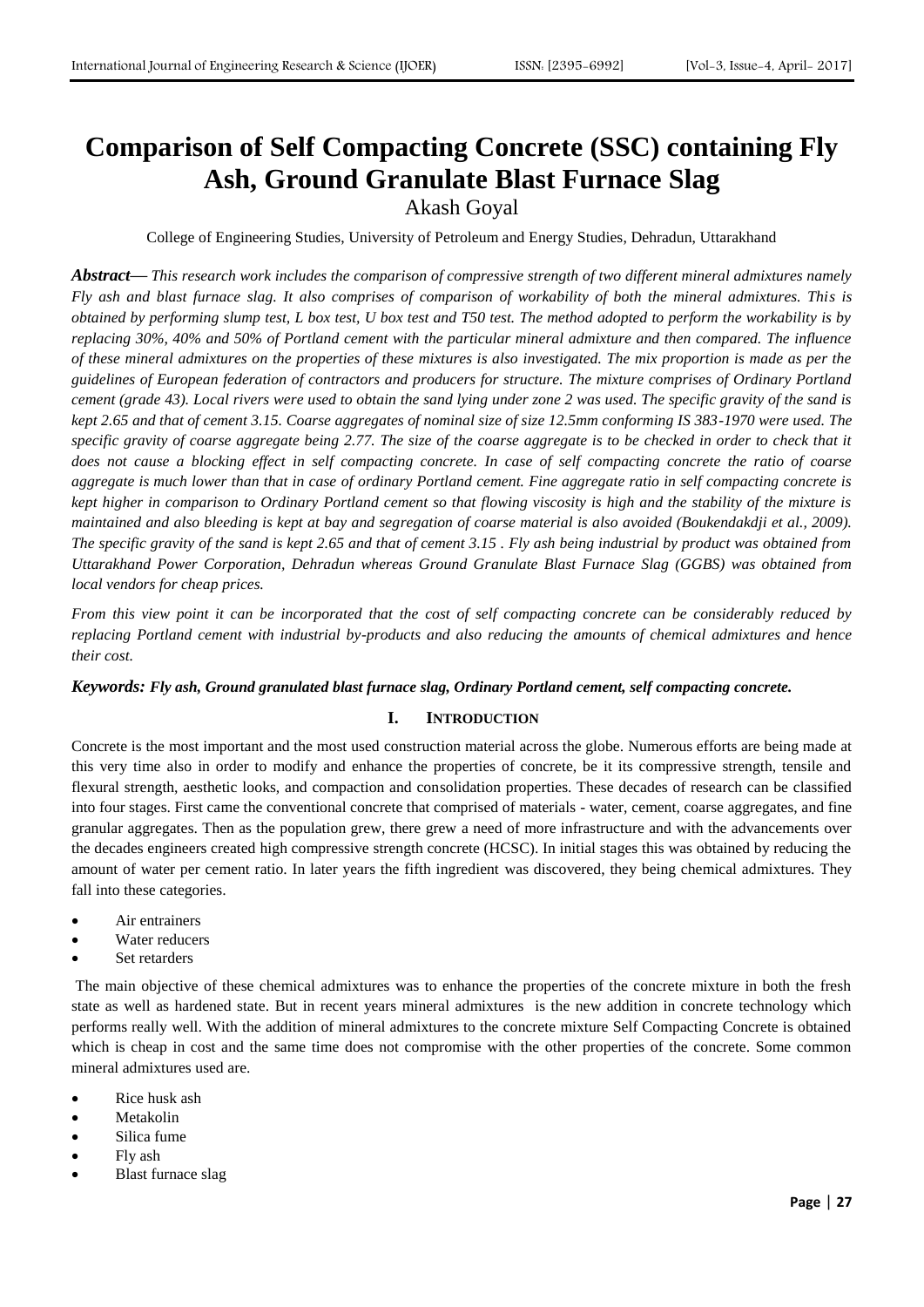# Comparison of Self Compacting Concrete (SSC) containing Fly Ash, Ground Granulate Blast Furnace Slag

Akash Goyal

College of Engineering Studies, University of Petroleum and Energy Studies, Dehradun, Uttarakhand

***Abstract***— *This research work includes the comparison of compressive strength of two different mineral admixtures namely Fly ash and blast furnace slag. It also comprises of comparison of workability of both the mineral admixtures. This is obtained by performing slump test, L box test, U box test and T50 test. The method adopted to perform the workability is by replacing 30%, 40% and 50% of Portland cement with the particular mineral admixture and then compared. The influence of these mineral admixtures on the properties of these mixtures is also investigated. The mix proportion is made as per the guidelines of European federation of contractors and producers for structure. The mixture comprises of Ordinary Portland cement (grade 43). Local rivers were used to obtain the sand lying under zone 2 was used. The specific gravity of the sand is kept 2.65 and that of cement 3.15. Coarse aggregates of nominal size of size 12.5mm conforming IS 383-1970 were used. The specific gravity of coarse aggregate being 2.77. The size of the coarse aggregate is to be checked in order to check that it does not cause a blocking effect in self compacting concrete. In case of self compacting concrete the ratio of coarse aggregate is much lower than that in case of ordinary Portland cement. Fine aggregate ratio in self compacting concrete is kept higher in comparison to Ordinary Portland cement so that flowing viscosity is high and the stability of the mixture is maintained and also bleeding is kept at bay and segregation of coarse material is also avoided (Boukendakdji et al., 2009). The specific gravity of the sand is kept 2.65 and that of cement 3.15 . Fly ash being industrial by product was obtained from Uttarakhand Power Corporation, Dehradun whereas Ground Granulate Blast Furnace Slag (GGBS) was obtained from local vendors for cheap prices.*

*From this view point it can be incorporated that the cost of self compacting concrete can be considerably reduced by replacing Portland cement with industrial by-products and also reducing the amounts of chemical admixtures and hence their cost.*

***Keywords:*** ***Fly ash, Ground granulated blast furnace slag, Ordinary Portland cement, self compacting concrete.***

## I. INTRODUCTION

Concrete is the most important and the most used construction material across the globe. Numerous efforts are being made at this very time also in order to modify and enhance the properties of concrete, be it its compressive strength, tensile and flexural strength, aesthetic looks, and compaction and consolidation properties. These decades of research can be classified into four stages. First came the conventional concrete that comprised of materials - water, cement, coarse aggregates, and fine granular aggregates. Then as the population grew, there grew a need of more infrastructure and with the advancements over the decades engineers created high compressive strength concrete (HCSC). In initial stages this was obtained by reducing the amount of water per cement ratio. In later years the fifth ingredient was discovered, they being chemical admixtures. They fall into these categories.

- Air entrainers
- Water reducers
- Set retarders

The main objective of these chemical admixtures was to enhance the properties of the concrete mixture in both the fresh state as well as hardened state. But in recent years mineral admixtures is the new addition in concrete technology which performs really well. With the addition of mineral admixtures to the concrete mixture Self Compacting Concrete is obtained which is cheap in cost and the same time does not compromise with the other properties of the concrete. Some common mineral admixtures used are.

- Rice husk ash
- Metakolin
- Silica fume
- Fly ash
- Blast furnace slag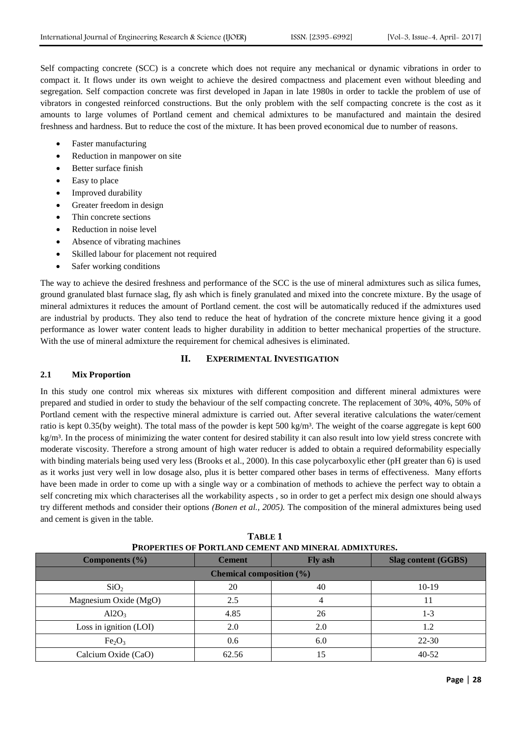Self compacting concrete (SCC) is a concrete which does not require any mechanical or dynamic vibrations in order to compact it. It flows under its own weight to achieve the desired compactness and placement even without bleeding and segregation. Self compaction concrete was first developed in Japan in late 1980s in order to tackle the problem of use of vibrators in congested reinforced constructions. But the only problem with the self compacting concrete is the cost as it amounts to large volumes of Portland cement and chemical admixtures to be manufactured and maintain the desired freshness and hardness. But to reduce the cost of the mixture. It has been proved economical due to number of reasons.

- Faster manufacturing
- Reduction in manpower on site
- Better surface finish
- Easy to place
- Improved durability
- Greater freedom in design
- Thin concrete sections
- Reduction in noise level
- Absence of vibrating machines
- Skilled labour for placement not required
- Safer working conditions

The way to achieve the desired freshness and performance of the SCC is the use of mineral admixtures such as silica fumes, ground granulated blast furnace slag, fly ash which is finely granulated and mixed into the concrete mixture. By the usage of mineral admixtures it reduces the amount of Portland cement. the cost will be automatically reduced if the admixtures used are industrial by products. They also tend to reduce the heat of hydration of the concrete mixture hence giving it a good performance as lower water content leads to higher durability in addition to better mechanical properties of the structure. With the use of mineral admixture the requirement for chemical adhesives is eliminated.

## II. EXPERIMENTAL INVESTIGATION

### 2.1 Mix Proportion

In this study one control mix whereas six mixtures with different composition and different mineral admixtures were prepared and studied in order to study the behaviour of the self compacting concrete. The replacement of 30%, 40%, 50% of Portland cement with the respective mineral admixture is carried out. After several iterative calculations the water/cement ratio is kept 0.35(by weight). The total mass of the powder is kept 500 kg/m³. The weight of the coarse aggregate is kept 600 kg/m³. In the process of minimizing the water content for desired stability it can also result into low yield stress concrete with moderate viscosity. Therefore a strong amount of high water reducer is added to obtain a required deformability especially with binding materials being used very less (Brooks et al., 2000). In this case polycarboxylic ether (pH greater than 6) is used as it works just very well in low dosage also, plus it is better compared other bases in terms of effectiveness. Many efforts have been made in order to come up with a single way or a combination of methods to achieve the perfect way to obtain a self concreting mix which characterises all the workability aspects , so in order to get a perfect mix design one should always try different methods and consider their options *(Bonen et al., 2005).* The composition of the mineral admixtures being used and cement is given in the table.

**TABLE 1**
**PROPERTIES OF PORTLAND CEMENT AND MINERAL ADMIXTURES.**

| Components (%) | Cement | Fly ash | Slag content (GGBS) |
|---|---|---|---|
| **Chemical composition (%)** | | | |
| $SiO_2$ | 20 | 40 | 10-19 |
| Magnesium Oxide (MgO) | 2.5 | 4 | 11 |
| $Al2O_3$ | 4.85 | 26 | 1-3 |
| Loss in ignition (LOI) | 2.0 | 2.0 | 1.2 |
| $Fe_2O_3$ | 0.6 | 6.0 | 22-30 |
| Calcium Oxide (CaO) | 62.56 | 15 | 40-52 |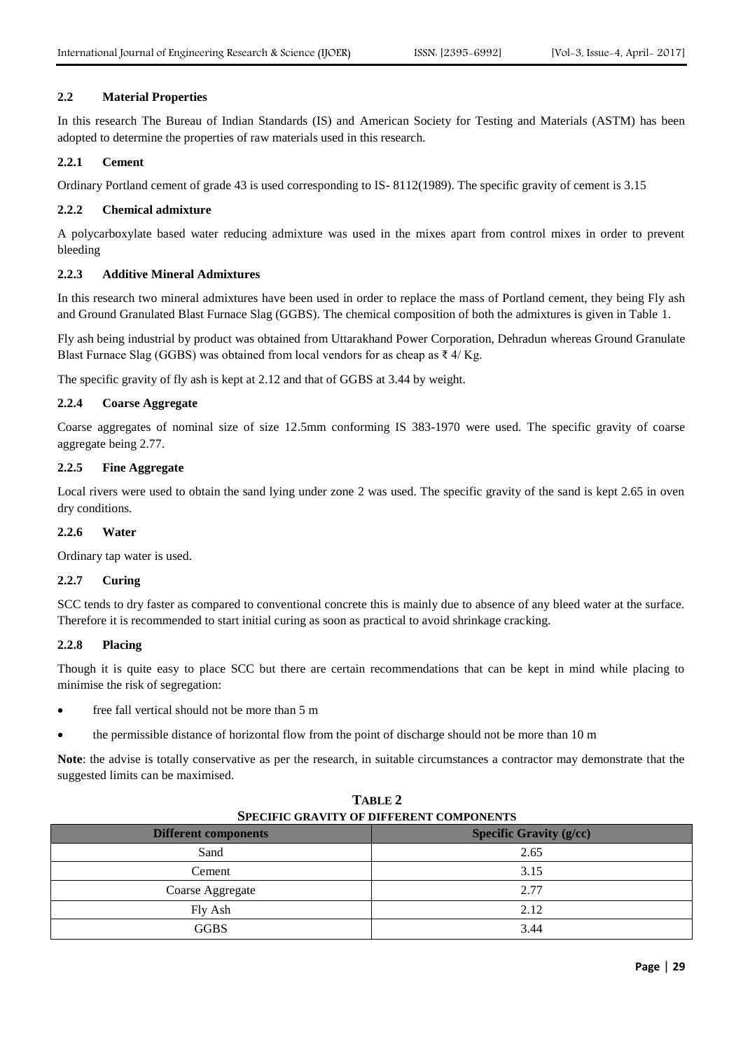### 2.2 Material Properties

In this research The Bureau of Indian Standards (IS) and American Society for Testing and Materials (ASTM) has been adopted to determine the properties of raw materials used in this research.

#### 2.2.1 Cement

Ordinary Portland cement of grade 43 is used corresponding to IS- 8112(1989). The specific gravity of cement is 3.15

#### 2.2.2 Chemical admixture

A polycarboxylate based water reducing admixture was used in the mixes apart from control mixes in order to prevent bleeding

#### 2.2.3 Additive Mineral Admixtures

In this research two mineral admixtures have been used in order to replace the mass of Portland cement, they being Fly ash and Ground Granulated Blast Furnace Slag (GGBS). The chemical composition of both the admixtures is given in Table 1.

Fly ash being industrial by product was obtained from Uttarakhand Power Corporation, Dehradun whereas Ground Granulate Blast Furnace Slag (GGBS) was obtained from local vendors for as cheap as ₹ 4/ Kg.

The specific gravity of fly ash is kept at 2.12 and that of GGBS at 3.44 by weight.

#### 2.2.4 Coarse Aggregate

Coarse aggregates of nominal size of size 12.5mm conforming IS 383-1970 were used. The specific gravity of coarse aggregate being 2.77.

#### 2.2.5 Fine Aggregate

Local rivers were used to obtain the sand lying under zone 2 was used. The specific gravity of the sand is kept 2.65 in oven dry conditions.

#### 2.2.6 Water

Ordinary tap water is used.

#### 2.2.7 Curing

SCC tends to dry faster as compared to conventional concrete this is mainly due to absence of any bleed water at the surface. Therefore it is recommended to start initial curing as soon as practical to avoid shrinkage cracking.

#### 2.2.8 Placing

Though it is quite easy to place SCC but there are certain recommendations that can be kept in mind while placing to minimise the risk of segregation:

- free fall vertical should not be more than 5 m
- the permissible distance of horizontal flow from the point of discharge should not be more than 10 m

**Note**: the advise is totally conservative as per the research, in suitable circumstances a contractor may demonstrate that the suggested limits can be maximised.

**TABLE 2**
**SPECIFIC GRAVITY OF DIFFERENT COMPONENTS**

| Different components | Specific Gravity (g/cc) |
|---|---|
| Sand | 2.65 |
| Cement | 3.15 |
| Coarse Aggregate | 2.77 |
| Fly Ash | 2.12 |
| GGBS | 3.44 |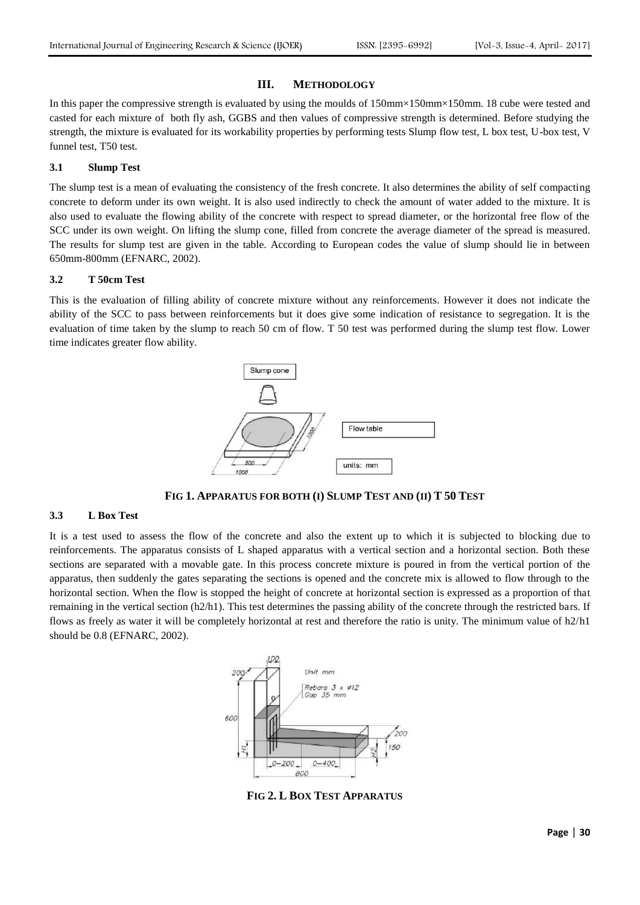## III. METHODOLOGY

In this paper the compressive strength is evaluated by using the moulds of 150mm×150mm×150mm. 18 cube were tested and casted for each mixture of both fly ash, GGBS and then values of compressive strength is determined. Before studying the strength, the mixture is evaluated for its workability properties by performing tests Slump flow test, L box test, U-box test, V funnel test, T50 test.

### 3.1 Slump Test

The slump test is a mean of evaluating the consistency of the fresh concrete. It also determines the ability of self compacting concrete to deform under its own weight. It is also used indirectly to check the amount of water added to the mixture. It is also used to evaluate the flowing ability of the concrete with respect to spread diameter, or the horizontal free flow of the SCC under its own weight. On lifting the slump cone, filled from concrete the average diameter of the spread is measured. The results for slump test are given in the table. According to European codes the value of slump should lie in between 650mm-800mm (EFNARC, 2002).

### 3.2 T 50cm Test

This is the evaluation of filling ability of concrete mixture without any reinforcements. However it does not indicate the ability of the SCC to pass between reinforcements but it does give some indication of resistance to segregation. It is the evaluation of time taken by the slump to reach 50 cm of flow. T 50 test was performed during the slump test flow. Lower time indicates greater flow ability.

**FIG 1. APPARATUS FOR BOTH (I) SLUMP TEST AND (II) T 50 TEST**

### 3.3 L Box Test

It is a test used to assess the flow of the concrete and also the extent up to which it is subjected to blocking due to reinforcements. The apparatus consists of L shaped apparatus with a vertical section and a horizontal section. Both these sections are separated with a movable gate. In this process concrete mixture is poured in from the vertical portion of the apparatus, then suddenly the gates separating the sections is opened and the concrete mix is allowed to flow through to the horizontal section. When the flow is stopped the height of concrete at horizontal section is expressed as a proportion of that remaining in the vertical section (h2/h1). This test determines the passing ability of the concrete through the restricted bars. If flows as freely as water it will be completely horizontal at rest and therefore the ratio is unity. The minimum value of h2/h1 should be 0.8 (EFNARC, 2002).

**FIG 2. L BOX TEST APPARATUS**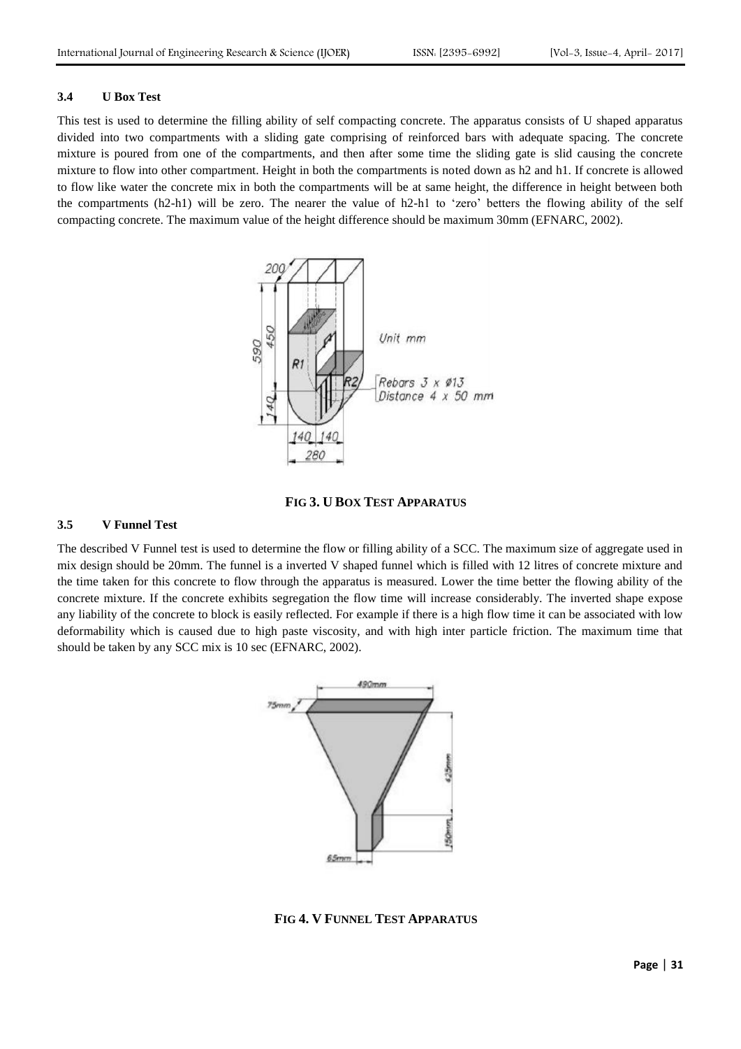### 3.4 U Box Test

This test is used to determine the filling ability of self compacting concrete. The apparatus consists of U shaped apparatus divided into two compartments with a sliding gate comprising of reinforced bars with adequate spacing. The concrete mixture is poured from one of the compartments, and then after some time the sliding gate is slid causing the concrete mixture to flow into other compartment. Height in both the compartments is noted down as h2 and h1. If concrete is allowed to flow like water the concrete mix in both the compartments will be at same height, the difference in height between both the compartments (h2-h1) will be zero. The nearer the value of h2-h1 to 'zero' betters the flowing ability of the self compacting concrete. The maximum value of the height difference should be maximum 30mm (EFNARC, 2002).

**FIG 3. U BOX TEST APPARATUS**

### 3.5 V Funnel Test

The described V Funnel test is used to determine the flow or filling ability of a SCC. The maximum size of aggregate used in mix design should be 20mm. The funnel is a inverted V shaped funnel which is filled with 12 litres of concrete mixture and the time taken for this concrete to flow through the apparatus is measured. Lower the time better the flowing ability of the concrete mixture. If the concrete exhibits segregation the flow time will increase considerably. The inverted shape expose any liability of the concrete to block is easily reflected. For example if there is a high flow time it can be associated with low deformability which is caused due to high paste viscosity, and with high inter particle friction. The maximum time that should be taken by any SCC mix is 10 sec (EFNARC, 2002).

**FIG 4. V FUNNEL TEST APPARATUS**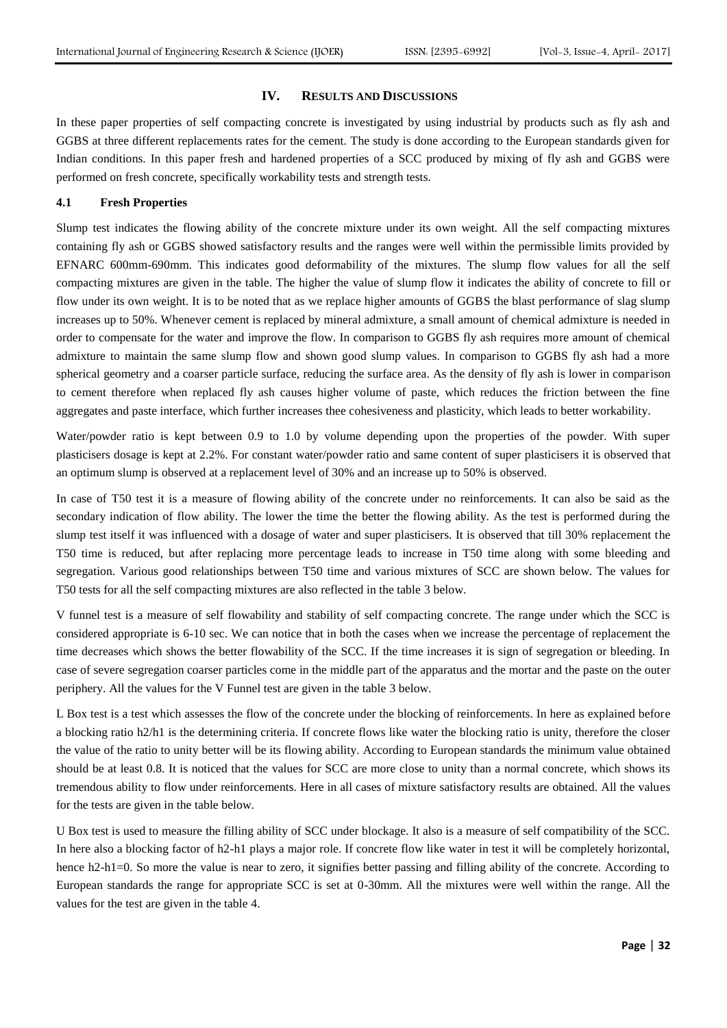## IV. RESULTS AND DISCUSSIONS

In these paper properties of self compacting concrete is investigated by using industrial by products such as fly ash and GGBS at three different replacements rates for the cement. The study is done according to the European standards given for Indian conditions. In this paper fresh and hardened properties of a SCC produced by mixing of fly ash and GGBS were performed on fresh concrete, specifically workability tests and strength tests.

### 4.1 Fresh Properties

Slump test indicates the flowing ability of the concrete mixture under its own weight. All the self compacting mixtures containing fly ash or GGBS showed satisfactory results and the ranges were well within the permissible limits provided by EFNARC 600mm-690mm. This indicates good deformability of the mixtures. The slump flow values for all the self compacting mixtures are given in the table. The higher the value of slump flow it indicates the ability of concrete to fill or flow under its own weight. It is to be noted that as we replace higher amounts of GGBS the blast performance of slag slump increases up to 50%. Whenever cement is replaced by mineral admixture, a small amount of chemical admixture is needed in order to compensate for the water and improve the flow. In comparison to GGBS fly ash requires more amount of chemical admixture to maintain the same slump flow and shown good slump values. In comparison to GGBS fly ash had a more spherical geometry and a coarser particle surface, reducing the surface area. As the density of fly ash is lower in comparison to cement therefore when replaced fly ash causes higher volume of paste, which reduces the friction between the fine aggregates and paste interface, which further increases thee cohesiveness and plasticity, which leads to better workability.

Water/powder ratio is kept between 0.9 to 1.0 by volume depending upon the properties of the powder. With super plasticisers dosage is kept at 2.2%. For constant water/powder ratio and same content of super plasticisers it is observed that an optimum slump is observed at a replacement level of 30% and an increase up to 50% is observed.

In case of T50 test it is a measure of flowing ability of the concrete under no reinforcements. It can also be said as the secondary indication of flow ability. The lower the time the better the flowing ability. As the test is performed during the slump test itself it was influenced with a dosage of water and super plasticisers. It is observed that till 30% replacement the T50 time is reduced, but after replacing more percentage leads to increase in T50 time along with some bleeding and segregation. Various good relationships between T50 time and various mixtures of SCC are shown below. The values for T50 tests for all the self compacting mixtures are also reflected in the table 3 below.

V funnel test is a measure of self flowability and stability of self compacting concrete. The range under which the SCC is considered appropriate is 6-10 sec. We can notice that in both the cases when we increase the percentage of replacement the time decreases which shows the better flowability of the SCC. If the time increases it is sign of segregation or bleeding. In case of severe segregation coarser particles come in the middle part of the apparatus and the mortar and the paste on the outer periphery. All the values for the V Funnel test are given in the table 3 below.

L Box test is a test which assesses the flow of the concrete under the blocking of reinforcements. In here as explained before a blocking ratio h2/h1 is the determining criteria. If concrete flows like water the blocking ratio is unity, therefore the closer the value of the ratio to unity better will be its flowing ability. According to European standards the minimum value obtained should be at least 0.8. It is noticed that the values for SCC are more close to unity than a normal concrete, which shows its tremendous ability to flow under reinforcements. Here in all cases of mixture satisfactory results are obtained. All the values for the tests are given in the table below.

U Box test is used to measure the filling ability of SCC under blockage. It also is a measure of self compatibility of the SCC. In here also a blocking factor of h2-h1 plays a major role. If concrete flow like water in test it will be completely horizontal, hence h2-h1=0. So more the value is near to zero, it signifies better passing and filling ability of the concrete. According to European standards the range for appropriate SCC is set at 0-30mm. All the mixtures were well within the range. All the values for the test are given in the table 4.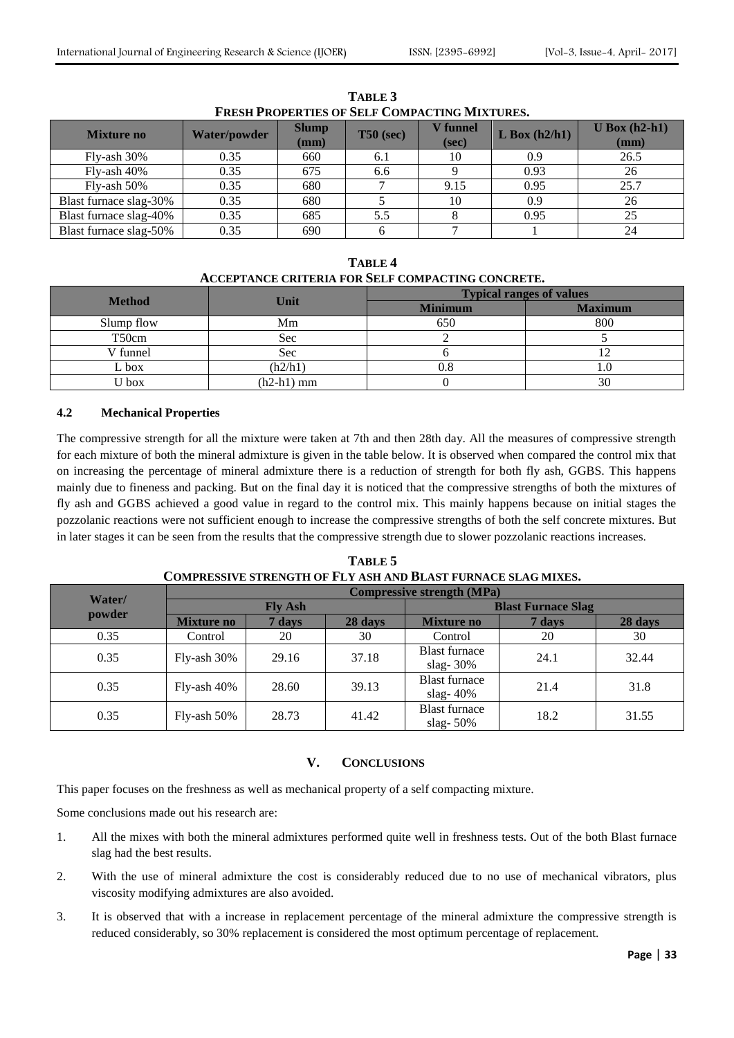**TABLE 3**
**FRESH PROPERTIES OF SELF COMPACTING MIXTURES.**

| Mixture no | Water/powder | Slump (mm) | T50 (sec) | V funnel (sec) | L Box (h2/h1) | U Box (h2-h1) (mm) |
|---|---|---|---|---|---|---|
| Fly-ash 30% | 0.35 | 660 | 6.1 | 10 | 0.9 | 26.5 |
| Fly-ash 40% | 0.35 | 675 | 6.6 | 9 | 0.93 | 26 |
| Fly-ash 50% | 0.35 | 680 | 7 | 9.15 | 0.95 | 25.7 |
| Blast furnace slag-30% | 0.35 | 680 | 5 | 10 | 0.9 | 26 |
| Blast furnace slag-40% | 0.35 | 685 | 5.5 | 8 | 0.95 | 25 |
| Blast furnace slag-50% | 0.35 | 690 | 6 | 7 | 1 | 24 |

**TABLE 4**
**ACCEPTANCE CRITERIA FOR SELF COMPACTING CONCRETE.**

| Method | Unit | Typical ranges of values | |
|---|---|---|---|
| | | Minimum | Maximum |
| Slump flow | Mm | 650 | 800 |
| T50cm | Sec | 2 | 5 |
| V funnel | Sec | 6 | 12 |
| L box | (h2/h1) | 0.8 | 1.0 |
| U box | (h2-h1) mm | 0 | 30 |

### 4.2 Mechanical Properties

The compressive strength for all the mixture were taken at 7th and then 28th day. All the measures of compressive strength for each mixture of both the mineral admixture is given in the table below. It is observed when compared the control mix that on increasing the percentage of mineral admixture there is a reduction of strength for both fly ash, GGBS. This happens mainly due to fineness and packing. But on the final day it is noticed that the compressive strengths of both the mixtures of fly ash and GGBS achieved a good value in regard to the control mix. This mainly happens because on initial stages the pozzolanic reactions were not sufficient enough to increase the compressive strengths of both the self concrete mixtures. But in later stages it can be seen from the results that the compressive strength due to slower pozzolanic reactions increases.

**TABLE 5**
**COMPRESSIVE STRENGTH OF FLY ASH AND BLAST FURNACE SLAG MIXES.**

| Water/ powder | Compressive strength (MPa) | | | | | |
|---|---|---|---|---|---|---|
| | Fly Ash | | | Blast Furnace Slag | | |
| | Mixture no | 7 days | 28 days | Mixture no | 7 days | 28 days |
| 0.35 | Control | 20 | 30 | Control | 20 | 30 |
| 0.35 | Fly-ash 30% | 29.16 | 37.18 | Blast furnace slag- 30% | 24.1 | 32.44 |
| 0.35 | Fly-ash 40% | 28.60 | 39.13 | Blast furnace slag- 40% | 21.4 | 31.8 |
| 0.35 | Fly-ash 50% | 28.73 | 41.42 | Blast furnace slag- 50% | 18.2 | 31.55 |

## V. CONCLUSIONS

This paper focuses on the freshness as well as mechanical property of a self compacting mixture.

Some conclusions made out his research are:

1. All the mixes with both the mineral admixtures performed quite well in freshness tests. Out of the both Blast furnace slag had the best results.
2. With the use of mineral admixture the cost is considerably reduced due to no use of mechanical vibrators, plus viscosity modifying admixtures are also avoided.
3. It is observed that with a increase in replacement percentage of the mineral admixture the compressive strength is reduced considerably, so 30% replacement is considered the most optimum percentage of replacement.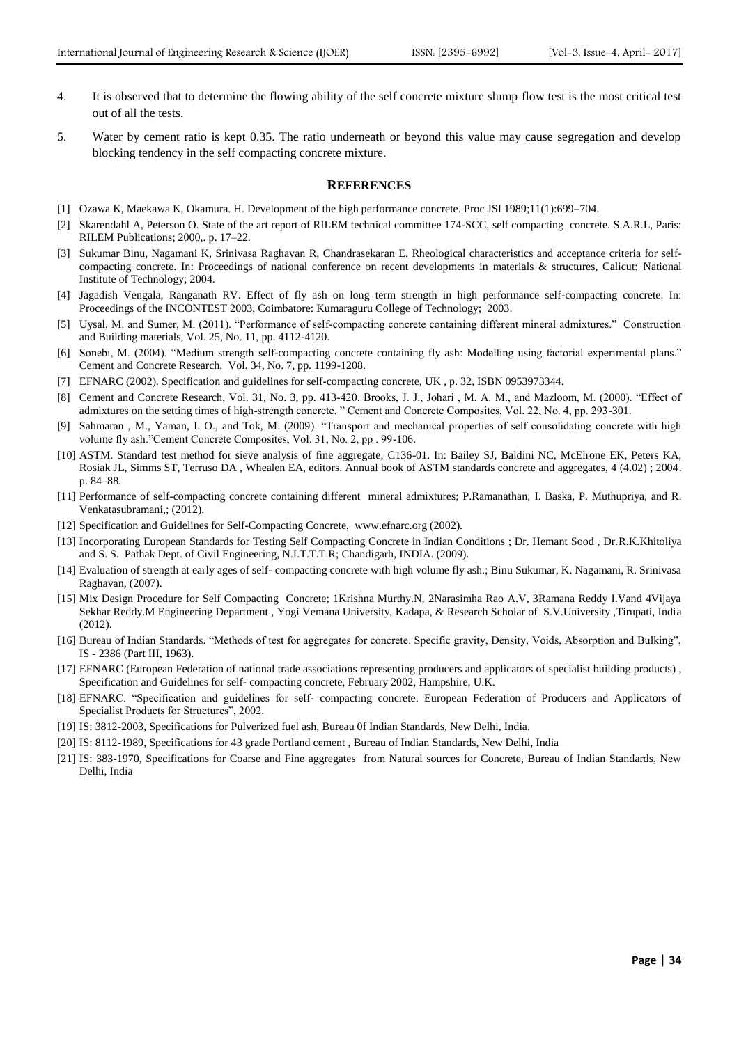4. It is observed that to determine the flowing ability of the self concrete mixture slump flow test is the most critical test out of all the tests.
5. Water by cement ratio is kept 0.35. The ratio underneath or beyond this value may cause segregation and develop blocking tendency in the self compacting concrete mixture.

## REFERENCES

[1] Ozawa K, Maekawa K, Okamura. H. Development of the high performance concrete. Proc JSI 1989;11(1):699–704.

[2] Skarendahl A, Peterson O. State of the art report of RILEM technical committee 174-SCC, self compacting concrete. S.A.R.L, Paris: RILEM Publications; 2000,. p. 17–22.

[3] Sukumar Binu, Nagamani K, Srinivasa Raghavan R, Chandrasekaran E. Rheological characteristics and acceptance criteria for self-compacting concrete. In: Proceedings of national conference on recent developments in materials & structures, Calicut: National Institute of Technology; 2004.

[4] Jagadish Vengala, Ranganath RV. Effect of fly ash on long term strength in high performance self-compacting concrete. In: Proceedings of the INCONTEST 2003, Coimbatore: Kumaraguru College of Technology; 2003.

[5] Uysal, M. and Sumer, M. (2011). "Performance of self-compacting concrete containing different mineral admixtures." Construction and Building materials, Vol. 25, No. 11, pp. 4112-4120.

[6] Sonebi, M. (2004). "Medium strength self-compacting concrete containing fly ash: Modelling using factorial experimental plans." Cement and Concrete Research, Vol. 34, No. 7, pp. 1199-1208.

[7] EFNARC (2002). Specification and guidelines for self-compacting concrete, UK , p. 32, ISBN 0953973344.

[8] Cement and Concrete Research, Vol. 31, No. 3, pp. 413-420. Brooks, J. J., Johari , M. A. M., and Mazloom, M. (2000). "Effect of admixtures on the setting times of high-strength concrete. " Cement and Concrete Composites, Vol. 22, No. 4, pp. 293-301.

[9] Sahmaran , M., Yaman, I. O., and Tok, M. (2009). "Transport and mechanical properties of self consolidating concrete with high volume fly ash."Cement Concrete Composites, Vol. 31, No. 2, pp . 99-106.

[10] ASTM. Standard test method for sieve analysis of fine aggregate, C136-01. In: Bailey SJ, Baldini NC, McElrone EK, Peters KA, Rosiak JL, Simms ST, Terruso DA , Whealen EA, editors. Annual book of ASTM standards concrete and aggregates, 4 (4.02) ; 2004. p. 84–88.

[11] Performance of self-compacting concrete containing different mineral admixtures; P.Ramanathan, I. Baska, P. Muthupriya, and R. Venkatasubramani,; (2012).

[12] Specification and Guidelines for Self-Compacting Concrete, www.efnarc.org (2002).

[13] Incorporating European Standards for Testing Self Compacting Concrete in Indian Conditions ; Dr. Hemant Sood , Dr.R.K.Khitoliya and S. S. Pathak Dept. of Civil Engineering, N.I.T.T.T.R; Chandigarh, INDIA. (2009).

[14] Evaluation of strength at early ages of self- compacting concrete with high volume fly ash.; Binu Sukumar, K. Nagamani, R. Srinivasa Raghavan, (2007).

[15] Mix Design Procedure for Self Compacting Concrete; 1Krishna Murthy.N, 2Narasimha Rao A.V, 3Ramana Reddy I.Vand 4Vijaya Sekhar Reddy.M Engineering Department , Yogi Vemana University, Kadapa, & Research Scholar of S.V.University ,Tirupati, India (2012).

[16] Bureau of Indian Standards. "Methods of test for aggregates for concrete. Specific gravity, Density, Voids, Absorption and Bulking", IS - 2386 (Part III, 1963).

[17] EFNARC (European Federation of national trade associations representing producers and applicators of specialist building products) , Specification and Guidelines for self- compacting concrete, February 2002, Hampshire, U.K.

[18] EFNARC. "Specification and guidelines for self- compacting concrete. European Federation of Producers and Applicators of Specialist Products for Structures", 2002.

[19] IS: 3812-2003, Specifications for Pulverized fuel ash, Bureau 0f Indian Standards, New Delhi, India.

[20] IS: 8112-1989, Specifications for 43 grade Portland cement , Bureau of Indian Standards, New Delhi, India

[21] IS: 383-1970, Specifications for Coarse and Fine aggregates from Natural sources for Concrete, Bureau of Indian Standards, New Delhi, India